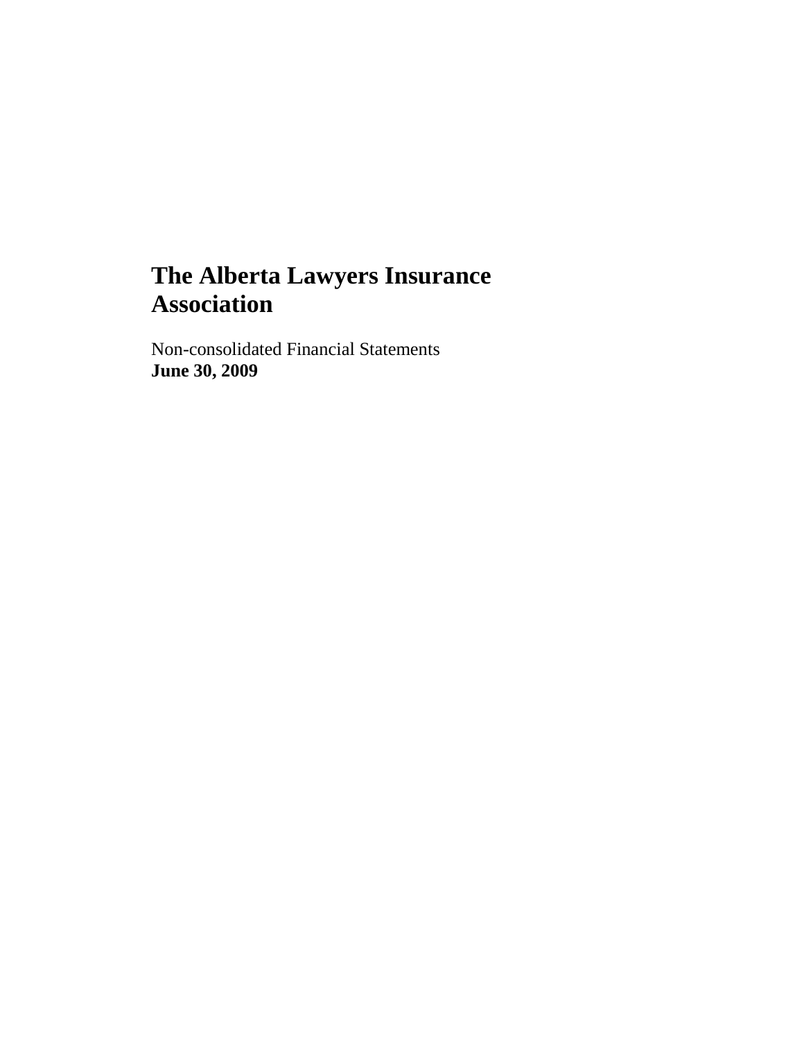# The Alberta Lawyers Insurance Association

Non-consolidated Financial Statements
**June 30, 2009**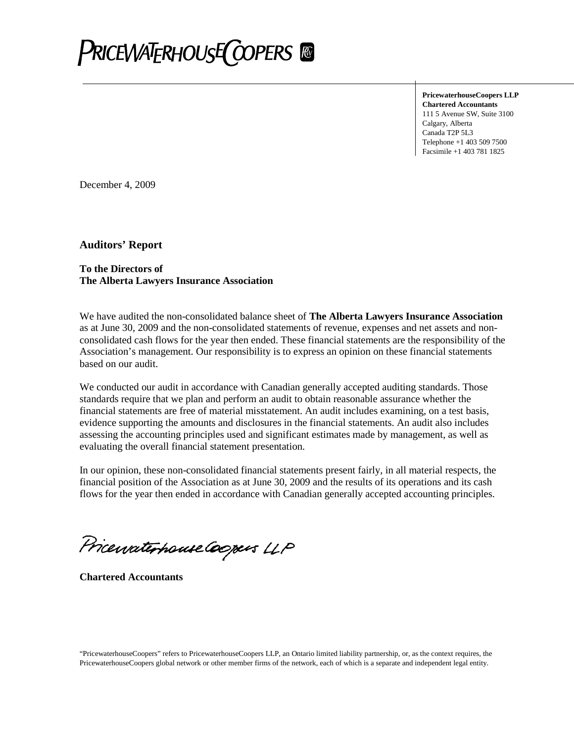# PRICEWATERHOUSECOOPERS

**PricewaterhouseCoopers LLP**
**Chartered Accountants**
111 5 Avenue SW, Suite 3100
Calgary, Alberta
Canada T2P 5L3
Telephone +1 403 509 7500
Facsimile +1 403 781 1825

December 4, 2009

## Auditors' Report

**To the Directors of**
**The Alberta Lawyers Insurance Association**

We have audited the non-consolidated balance sheet of **The Alberta Lawyers Insurance Association** as at June 30, 2009 and the non-consolidated statements of revenue, expenses and net assets and non-consolidated cash flows for the year then ended. These financial statements are the responsibility of the Association's management. Our responsibility is to express an opinion on these financial statements based on our audit.

We conducted our audit in accordance with Canadian generally accepted auditing standards. Those standards require that we plan and perform an audit to obtain reasonable assurance whether the financial statements are free of material misstatement. An audit includes examining, on a test basis, evidence supporting the amounts and disclosures in the financial statements. An audit also includes assessing the accounting principles used and significant estimates made by management, as well as evaluating the overall financial statement presentation.

In our opinion, these non-consolidated financial statements present fairly, in all material respects, the financial position of the Association as at June 30, 2009 and the results of its operations and its cash flows for the year then ended in accordance with Canadian generally accepted accounting principles.

PricewaterhouseCoopers LLP

**Chartered Accountants**

"PricewaterhouseCoopers" refers to PricewaterhouseCoopers LLP, an Ontario limited liability partnership, or, as the context requires, the PricewaterhouseCoopers global network or other member firms of the network, each of which is a separate and independent legal entity.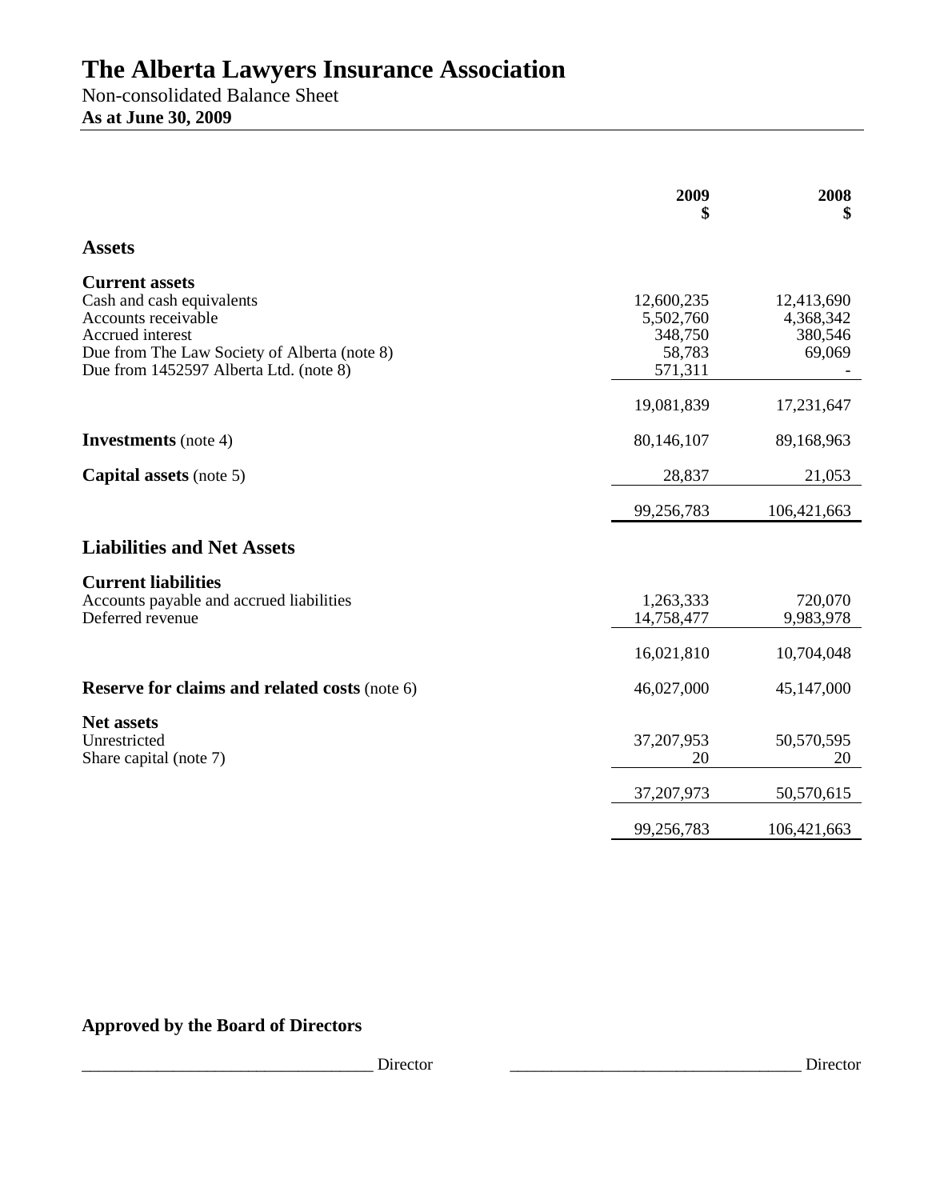# The Alberta Lawyers Insurance Association

Non-consolidated Balance Sheet

**As at June 30, 2009**

| | 2009 $ | 2008 $ |
|---|---|---|
| **Assets** | | |
| **Current assets** | | |
| Cash and cash equivalents | 12,600,235 | 12,413,690 |
| Accounts receivable | 5,502,760 | 4,368,342 |
| Accrued interest | 348,750 | 380,546 |
| Due from The Law Society of Alberta (note 8) | 58,783 | 69,069 |
| Due from 1452597 Alberta Ltd. (note 8) | 571,311 | - |
| | 19,081,839 | 17,231,647 |
| **Investments** (note 4) | 80,146,107 | 89,168,963 |
| **Capital assets** (note 5) | 28,837 | 21,053 |
| | 99,256,783 | 106,421,663 |
| **Liabilities and Net Assets** | | |
| **Current liabilities** | | |
| Accounts payable and accrued liabilities | 1,263,333 | 720,070 |
| Deferred revenue | 14,758,477 | 9,983,978 |
| | 16,021,810 | 10,704,048 |
| **Reserve for claims and related costs** (note 6) | 46,027,000 | 45,147,000 |
| **Net assets** | | |
| Unrestricted | 37,207,953 | 50,570,595 |
| Share capital (note 7) | 20 | 20 |
| | 37,207,973 | 50,570,615 |
| | 99,256,783 | 106,421,663 |

**Approved by the Board of Directors**

___________________________________ Director ___________________________________ Director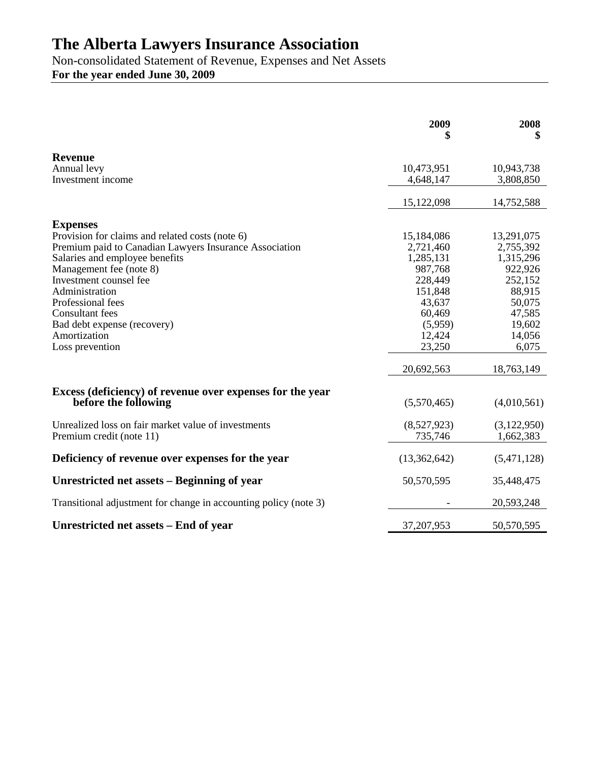# The Alberta Lawyers Insurance Association

Non-consolidated Statement of Revenue, Expenses and Net Assets

**For the year ended June 30, 2009**

| | 2009 $ | 2008 $ |
|---|---|---|
| **Revenue** | | |
| Annual levy | 10,473,951 | 10,943,738 |
| Investment income | 4,648,147 | 3,808,850 |
| | 15,122,098 | 14,752,588 |
| **Expenses** | | |
| Provision for claims and related costs (note 6) | 15,184,086 | 13,291,075 |
| Premium paid to Canadian Lawyers Insurance Association | 2,721,460 | 2,755,392 |
| Salaries and employee benefits | 1,285,131 | 1,315,296 |
| Management fee (note 8) | 987,768 | 922,926 |
| Investment counsel fee | 228,449 | 252,152 |
| Administration | 151,848 | 88,915 |
| Professional fees | 43,637 | 50,075 |
| Consultant fees | 60,469 | 47,585 |
| Bad debt expense (recovery) | (5,959) | 19,602 |
| Amortization | 12,424 | 14,056 |
| Loss prevention | 23,250 | 6,075 |
| | 20,692,563 | 18,763,149 |
| **Excess (deficiency) of revenue over expenses for the year before the following** | (5,570,465) | (4,010,561) |
| Unrealized loss on fair market value of investments | (8,527,923) | (3,122,950) |
| Premium credit (note 11) | 735,746 | 1,662,383 |
| **Deficiency of revenue over expenses for the year** | (13,362,642) | (5,471,128) |
| **Unrestricted net assets – Beginning of year** | 50,570,595 | 35,448,475 |
| Transitional adjustment for change in accounting policy (note 3) | - | 20,593,248 |
| **Unrestricted net assets – End of year** | 37,207,953 | 50,570,595 |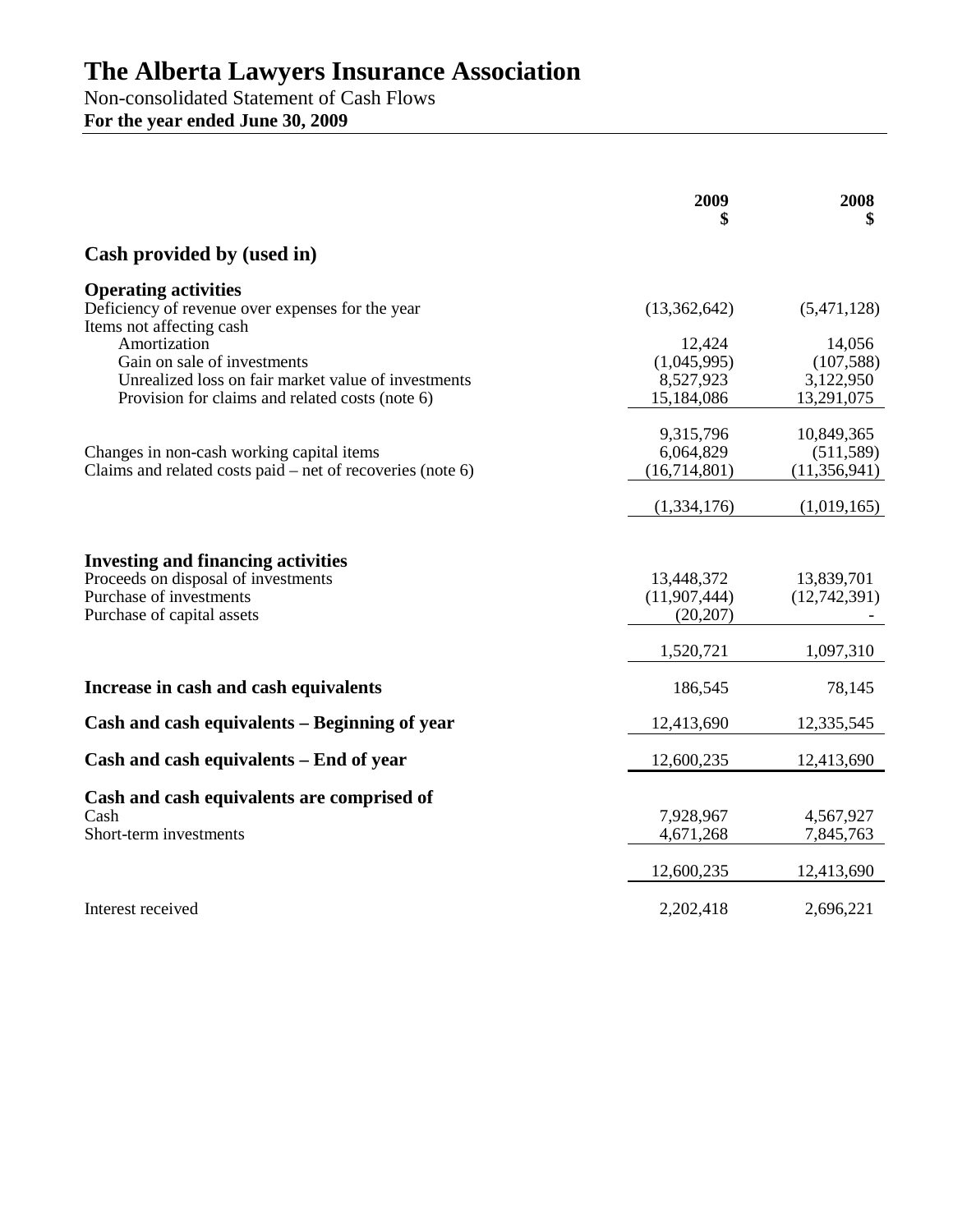# The Alberta Lawyers Insurance Association

Non-consolidated Statement of Cash Flows

**For the year ended June 30, 2009**

| | 2009 $ | 2008 $ |
|---|---|---|
| **Cash provided by (used in)** | | |
| **Operating activities** | | |
| Deficiency of revenue over expenses for the year | (13,362,642) | (5,471,128) |
| Items not affecting cash | | |
| Amortization | 12,424 | 14,056 |
| Gain on sale of investments | (1,045,995) | (107,588) |
| Unrealized loss on fair market value of investments | 8,527,923 | 3,122,950 |
| Provision for claims and related costs (note 6) | 15,184,086 | 13,291,075 |
| | 9,315,796 | 10,849,365 |
| Changes in non-cash working capital items | 6,064,829 | (511,589) |
| Claims and related costs paid – net of recoveries (note 6) | (16,714,801) | (11,356,941) |
| | (1,334,176) | (1,019,165) |
| **Investing and financing activities** | | |
| Proceeds on disposal of investments | 13,448,372 | 13,839,701 |
| Purchase of investments | (11,907,444) | (12,742,391) |
| Purchase of capital assets | (20,207) | - |
| | 1,520,721 | 1,097,310 |
| **Increase in cash and cash equivalents** | 186,545 | 78,145 |
| **Cash and cash equivalents – Beginning of year** | 12,413,690 | 12,335,545 |
| **Cash and cash equivalents – End of year** | 12,600,235 | 12,413,690 |
| **Cash and cash equivalents are comprised of** | | |
| Cash | 7,928,967 | 4,567,927 |
| Short-term investments | 4,671,268 | 7,845,763 |
| | 12,600,235 | 12,413,690 |
| Interest received | 2,202,418 | 2,696,221 |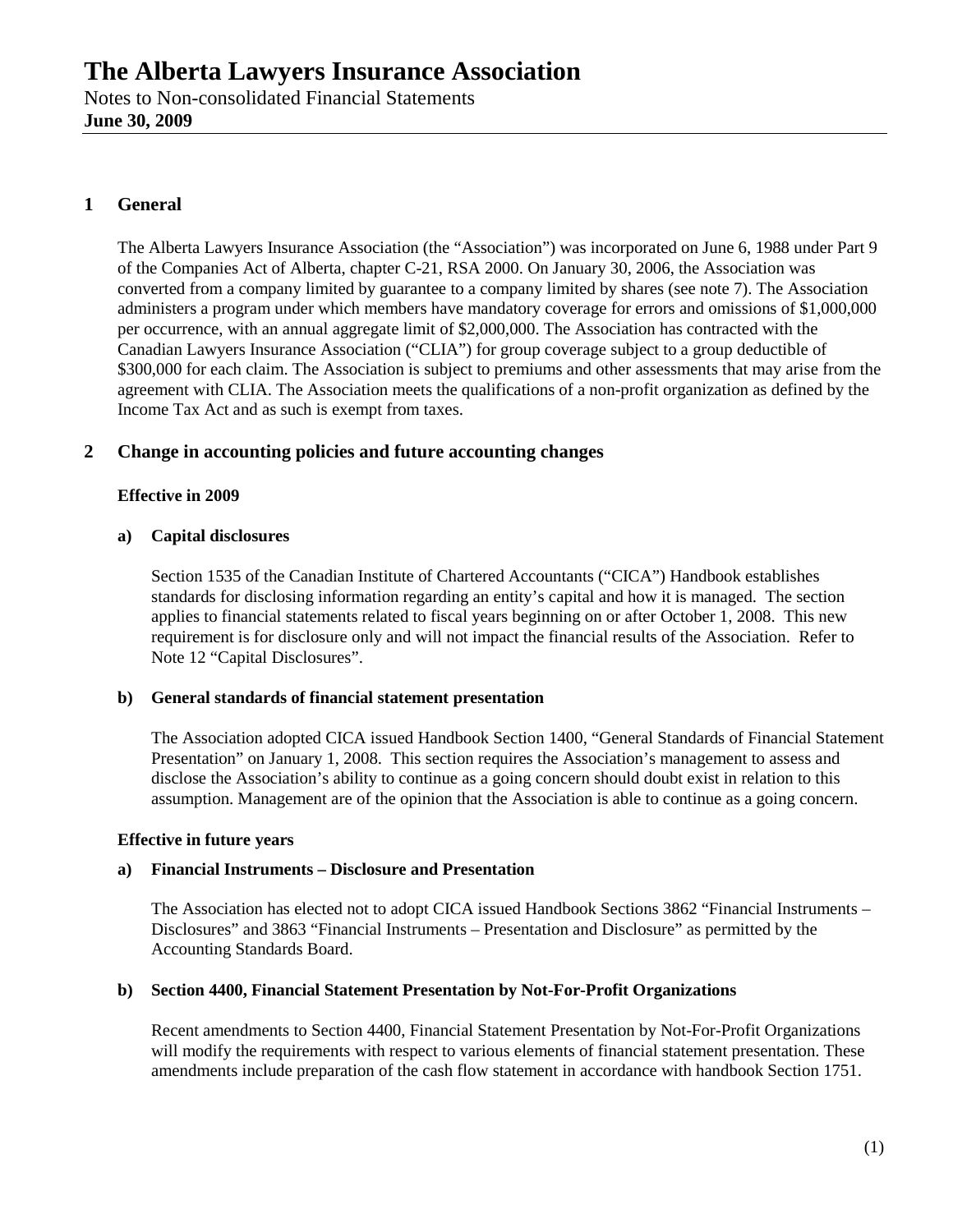# The Alberta Lawyers Insurance Association

Notes to Non-consolidated Financial Statements
**June 30, 2009**

## 1 General

The Alberta Lawyers Insurance Association (the "Association") was incorporated on June 6, 1988 under Part 9 of the Companies Act of Alberta, chapter C-21, RSA 2000. On January 30, 2006, the Association was converted from a company limited by guarantee to a company limited by shares (see note 7). The Association administers a program under which members have mandatory coverage for errors and omissions of $1,000,000 per occurrence, with an annual aggregate limit of $2,000,000. The Association has contracted with the Canadian Lawyers Insurance Association ("CLIA") for group coverage subject to a group deductible of $300,000 for each claim. The Association is subject to premiums and other assessments that may arise from the agreement with CLIA. The Association meets the qualifications of a non-profit organization as defined by the Income Tax Act and as such is exempt from taxes.

## 2 Change in accounting policies and future accounting changes

**Effective in 2009**

**a) Capital disclosures**

Section 1535 of the Canadian Institute of Chartered Accountants ("CICA") Handbook establishes standards for disclosing information regarding an entity's capital and how it is managed. The section applies to financial statements related to fiscal years beginning on or after October 1, 2008. This new requirement is for disclosure only and will not impact the financial results of the Association. Refer to Note 12 "Capital Disclosures".

**b) General standards of financial statement presentation**

The Association adopted CICA issued Handbook Section 1400, "General Standards of Financial Statement Presentation" on January 1, 2008. This section requires the Association's management to assess and disclose the Association's ability to continue as a going concern should doubt exist in relation to this assumption. Management are of the opinion that the Association is able to continue as a going concern.

**Effective in future years**

**a) Financial Instruments – Disclosure and Presentation**

The Association has elected not to adopt CICA issued Handbook Sections 3862 "Financial Instruments – Disclosures" and 3863 "Financial Instruments – Presentation and Disclosure" as permitted by the Accounting Standards Board.

**b) Section 4400, Financial Statement Presentation by Not-For-Profit Organizations**

Recent amendments to Section 4400, Financial Statement Presentation by Not-For-Profit Organizations will modify the requirements with respect to various elements of financial statement presentation. These amendments include preparation of the cash flow statement in accordance with handbook Section 1751.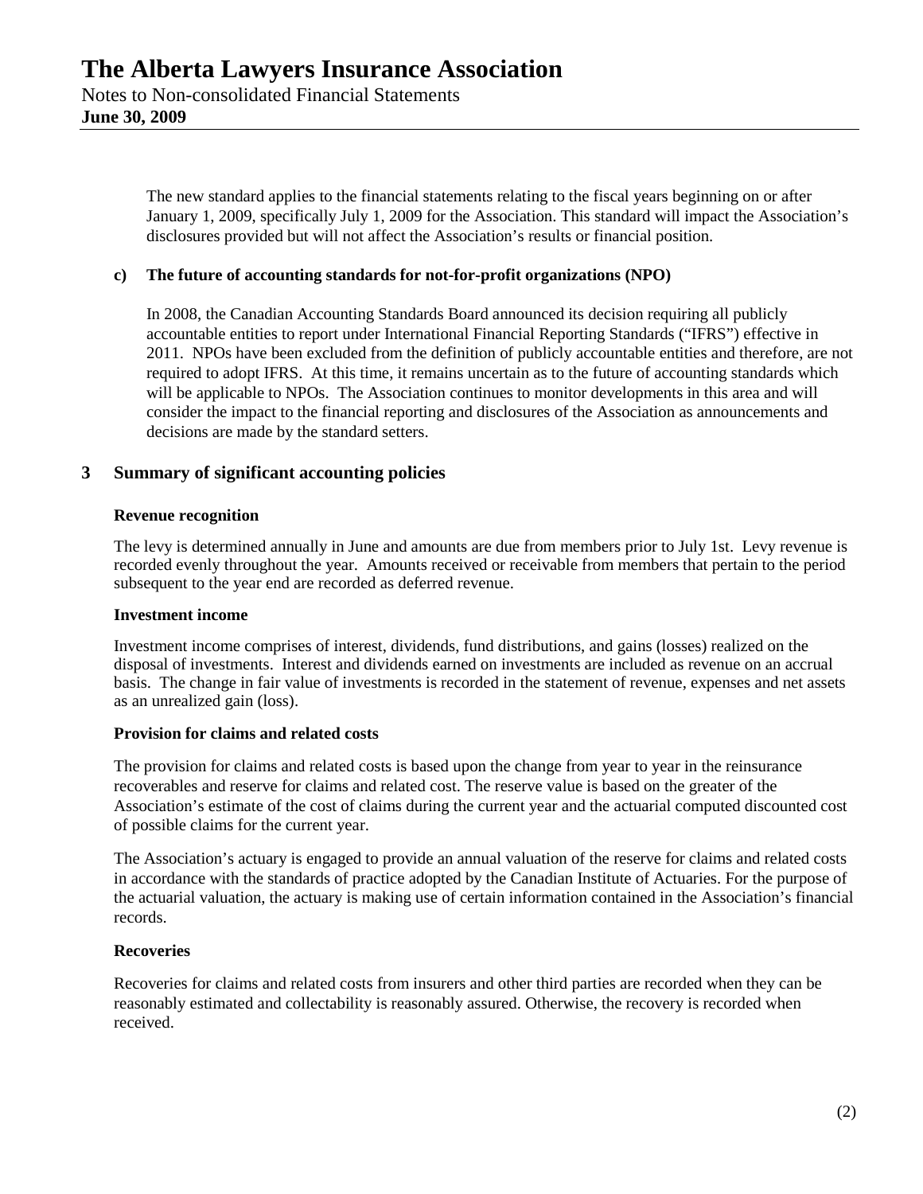The new standard applies to the financial statements relating to the fiscal years beginning on or after January 1, 2009, specifically July 1, 2009 for the Association. This standard will impact the Association's disclosures provided but will not affect the Association's results or financial position.

**c) The future of accounting standards for not-for-profit organizations (NPO)**

In 2008, the Canadian Accounting Standards Board announced its decision requiring all publicly accountable entities to report under International Financial Reporting Standards ("IFRS") effective in 2011. NPOs have been excluded from the definition of publicly accountable entities and therefore, are not required to adopt IFRS. At this time, it remains uncertain as to the future of accounting standards which will be applicable to NPOs. The Association continues to monitor developments in this area and will consider the impact to the financial reporting and disclosures of the Association as announcements and decisions are made by the standard setters.

## 3 Summary of significant accounting policies

**Revenue recognition**

The levy is determined annually in June and amounts are due from members prior to July 1st. Levy revenue is recorded evenly throughout the year. Amounts received or receivable from members that pertain to the period subsequent to the year end are recorded as deferred revenue.

**Investment income**

Investment income comprises of interest, dividends, fund distributions, and gains (losses) realized on the disposal of investments. Interest and dividends earned on investments are included as revenue on an accrual basis. The change in fair value of investments is recorded in the statement of revenue, expenses and net assets as an unrealized gain (loss).

**Provision for claims and related costs**

The provision for claims and related costs is based upon the change from year to year in the reinsurance recoverables and reserve for claims and related cost. The reserve value is based on the greater of the Association's estimate of the cost of claims during the current year and the actuarial computed discounted cost of possible claims for the current year.

The Association's actuary is engaged to provide an annual valuation of the reserve for claims and related costs in accordance with the standards of practice adopted by the Canadian Institute of Actuaries. For the purpose of the actuarial valuation, the actuary is making use of certain information contained in the Association's financial records.

**Recoveries**

Recoveries for claims and related costs from insurers and other third parties are recorded when they can be reasonably estimated and collectability is reasonably assured. Otherwise, the recovery is recorded when received.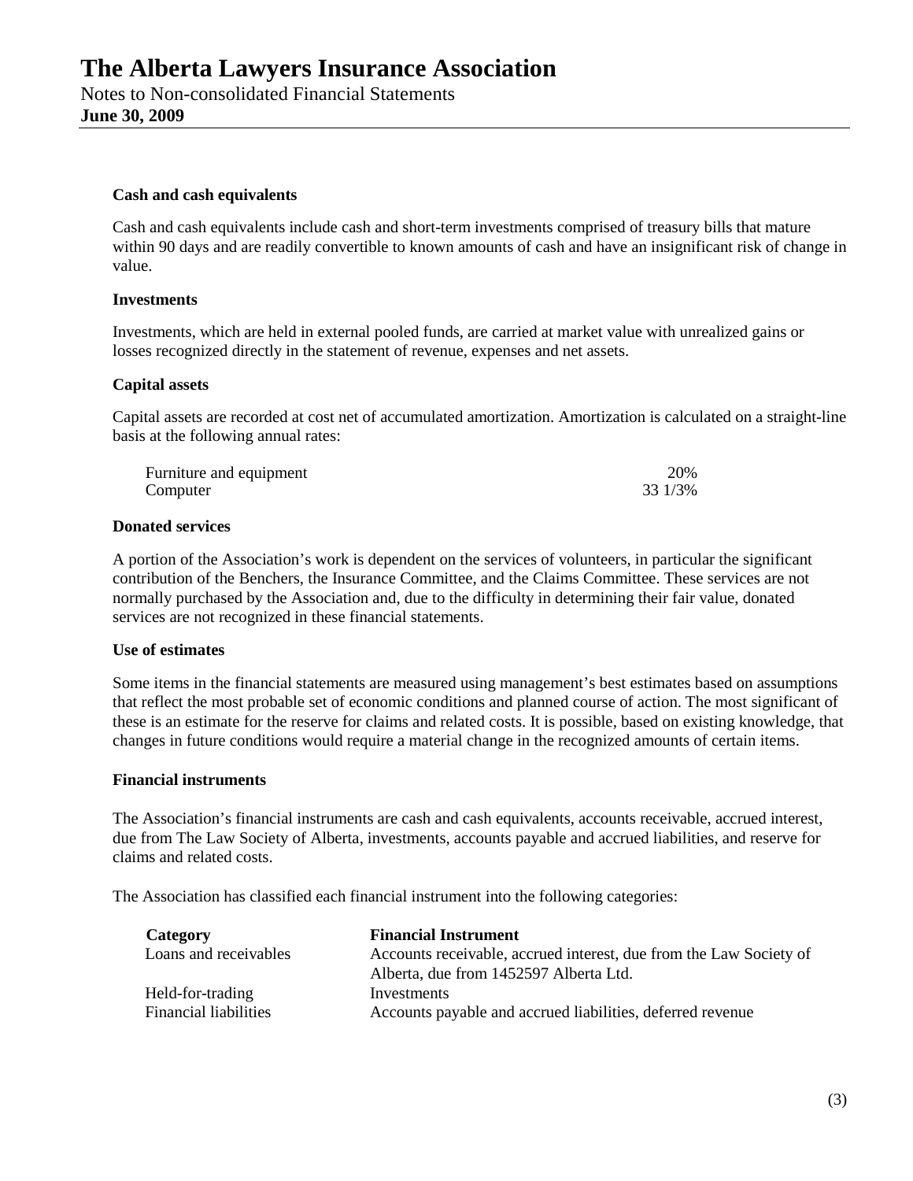**Cash and cash equivalents**

Cash and cash equivalents include cash and short-term investments comprised of treasury bills that mature within 90 days and are readily convertible to known amounts of cash and have an insignificant risk of change in value.

**Investments**

Investments, which are held in external pooled funds, are carried at market value with unrealized gains or losses recognized directly in the statement of revenue, expenses and net assets.

**Capital assets**

Capital assets are recorded at cost net of accumulated amortization. Amortization is calculated on a straight-line basis at the following annual rates:

| | |
|---|---|
| Furniture and equipment | 20% |
| Computer | 33 1/3% |

**Donated services**

A portion of the Association's work is dependent on the services of volunteers, in particular the significant contribution of the Benchers, the Insurance Committee, and the Claims Committee. These services are not normally purchased by the Association and, due to the difficulty in determining their fair value, donated services are not recognized in these financial statements.

**Use of estimates**

Some items in the financial statements are measured using management's best estimates based on assumptions that reflect the most probable set of economic conditions and planned course of action. The most significant of these is an estimate for the reserve for claims and related costs. It is possible, based on existing knowledge, that changes in future conditions would require a material change in the recognized amounts of certain items.

**Financial instruments**

The Association's financial instruments are cash and cash equivalents, accounts receivable, accrued interest, due from The Law Society of Alberta, investments, accounts payable and accrued liabilities, and reserve for claims and related costs.

The Association has classified each financial instrument into the following categories:

| **Category** | **Financial Instrument** |
|---|---|
| Loans and receivables | Accounts receivable, accrued interest, due from the Law Society of Alberta, due from 1452597 Alberta Ltd. |
| Held-for-trading | Investments |
| Financial liabilities | Accounts payable and accrued liabilities, deferred revenue |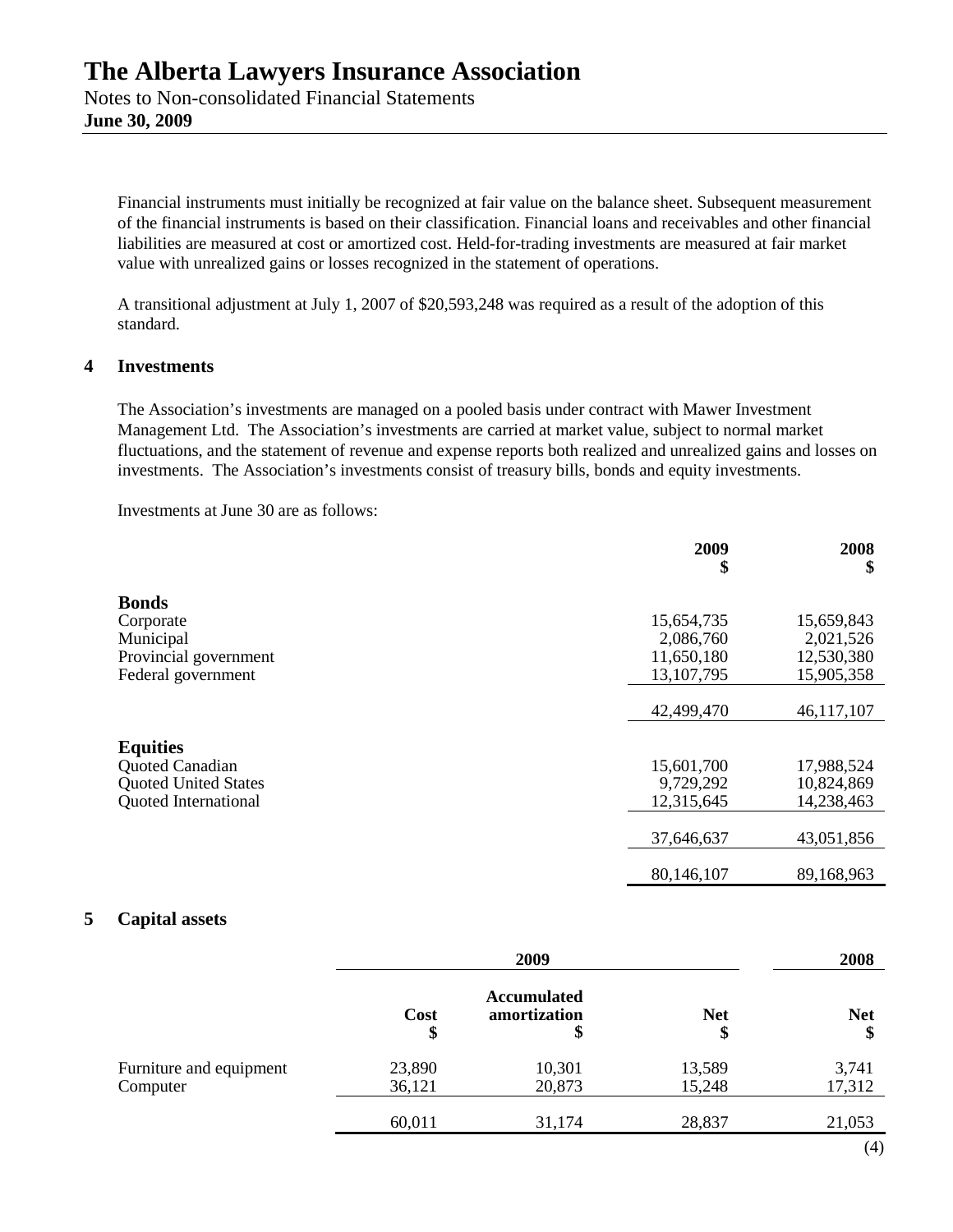Financial instruments must initially be recognized at fair value on the balance sheet. Subsequent measurement of the financial instruments is based on their classification. Financial loans and receivables and other financial liabilities are measured at cost or amortized cost. Held-for-trading investments are measured at fair market value with unrealized gains or losses recognized in the statement of operations.

A transitional adjustment at July 1, 2007 of $20,593,248 was required as a result of the adoption of this standard.

## 4 Investments

The Association's investments are managed on a pooled basis under contract with Mawer Investment Management Ltd. The Association's investments are carried at market value, subject to normal market fluctuations, and the statement of revenue and expense reports both realized and unrealized gains and losses on investments. The Association's investments consist of treasury bills, bonds and equity investments.

Investments at June 30 are as follows:

| | 2009 $ | 2008 $ |
|---|---|---|
| **Bonds** | | |
| Corporate | 15,654,735 | 15,659,843 |
| Municipal | 2,086,760 | 2,021,526 |
| Provincial government | 11,650,180 | 12,530,380 |
| Federal government | 13,107,795 | 15,905,358 |
| | 42,499,470 | 46,117,107 |
| **Equities** | | |
| Quoted Canadian | 15,601,700 | 17,988,524 |
| Quoted United States | 9,729,292 | 10,824,869 |
| Quoted International | 12,315,645 | 14,238,463 |
| | 37,646,637 | 43,051,856 |
| | 80,146,107 | 89,168,963 |

## 5 Capital assets

| | 2009 | | | 2008 |
|---|---|---|---|---|
| | Cost $ | Accumulated amortization $ | Net $ | Net $ |
| Furniture and equipment | 23,890 | 10,301 | 13,589 | 3,741 |
| Computer | 36,121 | 20,873 | 15,248 | 17,312 |
| | 60,011 | 31,174 | 28,837 | 21,053 |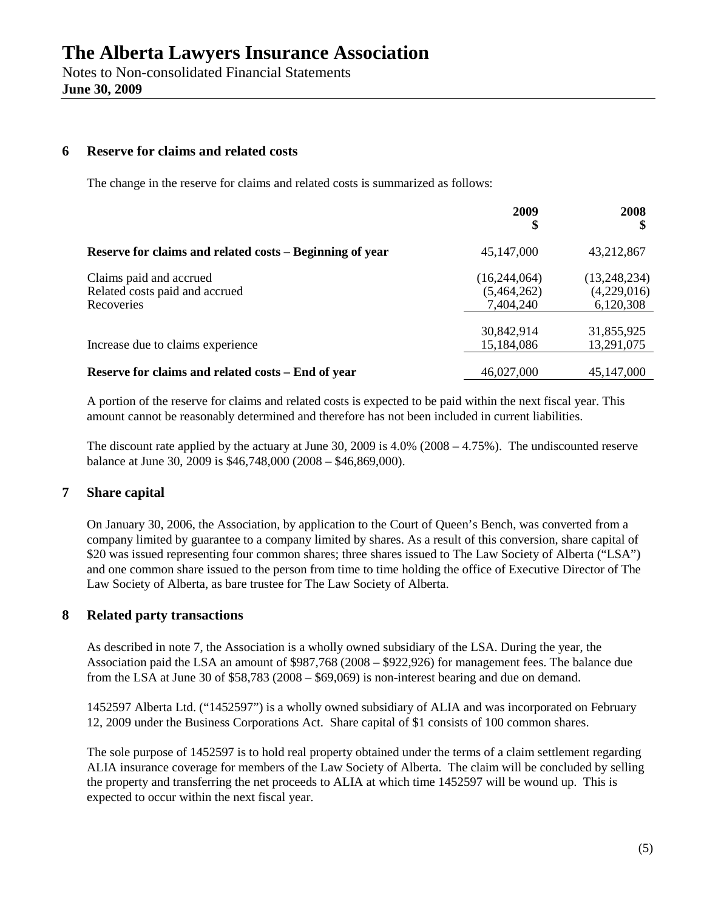# The Alberta Lawyers Insurance Association

Notes to Non-consolidated Financial Statements
**June 30, 2009**

## 6 Reserve for claims and related costs

The change in the reserve for claims and related costs is summarized as follows:

| | 2009 $ | 2008 $ |
|---|---|---|
| **Reserve for claims and related costs – Beginning of year** | 45,147,000 | 43,212,867 |
| Claims paid and accrued | (16,244,064) | (13,248,234) |
| Related costs paid and accrued | (5,464,262) | (4,229,016) |
| Recoveries | 7,404,240 | 6,120,308 |
| | 30,842,914 | 31,855,925 |
| Increase due to claims experience | 15,184,086 | 13,291,075 |
| **Reserve for claims and related costs – End of year** | 46,027,000 | 45,147,000 |

A portion of the reserve for claims and related costs is expected to be paid within the next fiscal year. This amount cannot be reasonably determined and therefore has not been included in current liabilities.

The discount rate applied by the actuary at June 30, 2009 is 4.0% (2008 – 4.75%). The undiscounted reserve balance at June 30, 2009 is $46,748,000 (2008 – $46,869,000).

## 7 Share capital

On January 30, 2006, the Association, by application to the Court of Queen's Bench, was converted from a company limited by guarantee to a company limited by shares. As a result of this conversion, share capital of $20 was issued representing four common shares; three shares issued to The Law Society of Alberta ("LSA") and one common share issued to the person from time to time holding the office of Executive Director of The Law Society of Alberta, as bare trustee for The Law Society of Alberta.

## 8 Related party transactions

As described in note 7, the Association is a wholly owned subsidiary of the LSA. During the year, the Association paid the LSA an amount of $987,768 (2008 – $922,926) for management fees. The balance due from the LSA at June 30 of $58,783 (2008 – $69,069) is non-interest bearing and due on demand.

1452597 Alberta Ltd. ("1452597") is a wholly owned subsidiary of ALIA and was incorporated on February 12, 2009 under the Business Corporations Act. Share capital of $1 consists of 100 common shares.

The sole purpose of 1452597 is to hold real property obtained under the terms of a claim settlement regarding ALIA insurance coverage for members of the Law Society of Alberta. The claim will be concluded by selling the property and transferring the net proceeds to ALIA at which time 1452597 will be wound up. This is expected to occur within the next fiscal year.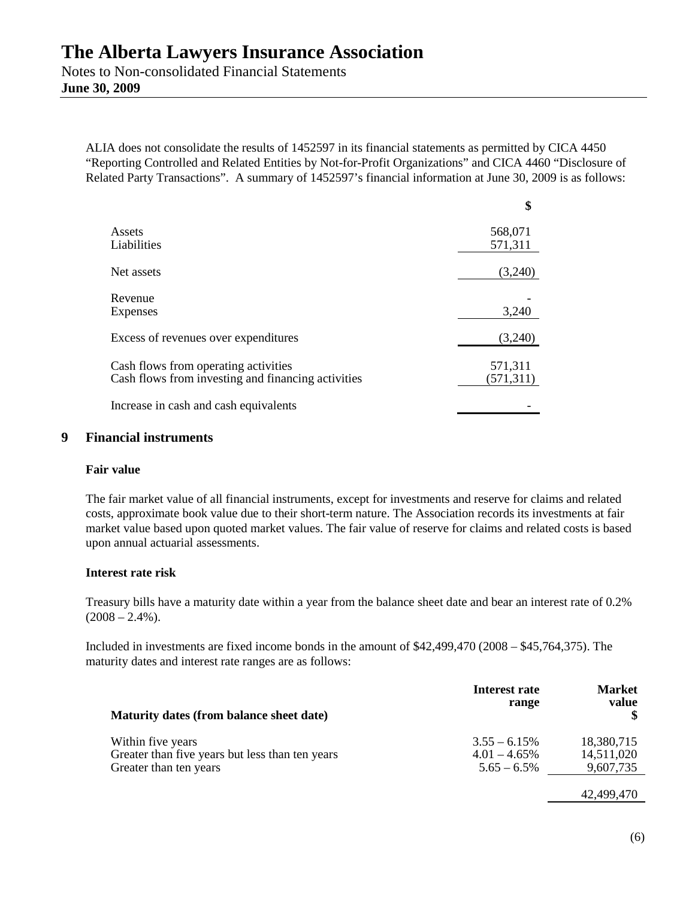ALIA does not consolidate the results of 1452597 in its financial statements as permitted by CICA 4450 "Reporting Controlled and Related Entities by Not-for-Profit Organizations" and CICA 4460 "Disclosure of Related Party Transactions". A summary of 1452597's financial information at June 30, 2009 is as follows:

| | $ |
|---|---|
| Assets | 568,071 |
| Liabilities | 571,311 |
| Net assets | (3,240) |
| Revenue | - |
| Expenses | 3,240 |
| Excess of revenues over expenditures | (3,240) |
| Cash flows from operating activities | 571,311 |
| Cash flows from investing and financing activities | (571,311) |
| Increase in cash and cash equivalents | - |

## 9 Financial instruments

### Fair value

The fair market value of all financial instruments, except for investments and reserve for claims and related costs, approximate book value due to their short-term nature. The Association records its investments at fair market value based upon quoted market values. The fair value of reserve for claims and related costs is based upon annual actuarial assessments.

### Interest rate risk

Treasury bills have a maturity date within a year from the balance sheet date and bear an interest rate of 0.2% (2008 – 2.4%).

Included in investments are fixed income bonds in the amount of $42,499,470 (2008 – $45,764,375). The maturity dates and interest rate ranges are as follows:

| Maturity dates (from balance sheet date) | Interest rate range | Market value $ |
|---|---|---|
| Within five years | 3.55 – 6.15% | 18,380,715 |
| Greater than five years but less than ten years | 4.01 – 4.65% | 14,511,020 |
| Greater than ten years | 5.65 – 6.5% | 9,607,735 |
| | | 42,499,470 |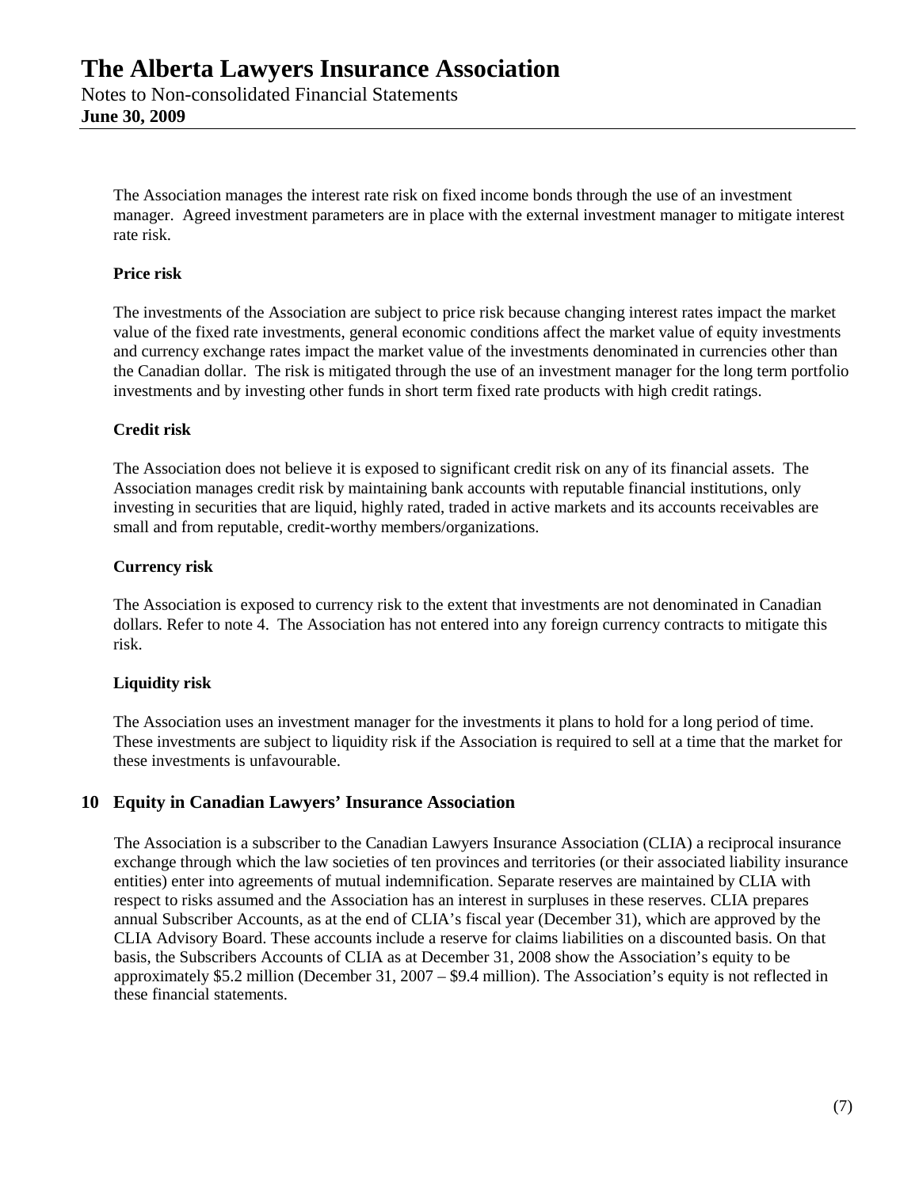The Association manages the interest rate risk on fixed income bonds through the use of an investment manager. Agreed investment parameters are in place with the external investment manager to mitigate interest rate risk.

**Price risk**

The investments of the Association are subject to price risk because changing interest rates impact the market value of the fixed rate investments, general economic conditions affect the market value of equity investments and currency exchange rates impact the market value of the investments denominated in currencies other than the Canadian dollar. The risk is mitigated through the use of an investment manager for the long term portfolio investments and by investing other funds in short term fixed rate products with high credit ratings.

**Credit risk**

The Association does not believe it is exposed to significant credit risk on any of its financial assets. The Association manages credit risk by maintaining bank accounts with reputable financial institutions, only investing in securities that are liquid, highly rated, traded in active markets and its accounts receivables are small and from reputable, credit-worthy members/organizations.

**Currency risk**

The Association is exposed to currency risk to the extent that investments are not denominated in Canadian dollars. Refer to note 4. The Association has not entered into any foreign currency contracts to mitigate this risk.

**Liquidity risk**

The Association uses an investment manager for the investments it plans to hold for a long period of time. These investments are subject to liquidity risk if the Association is required to sell at a time that the market for these investments is unfavourable.

## 10 Equity in Canadian Lawyers' Insurance Association

The Association is a subscriber to the Canadian Lawyers Insurance Association (CLIA) a reciprocal insurance exchange through which the law societies of ten provinces and territories (or their associated liability insurance entities) enter into agreements of mutual indemnification. Separate reserves are maintained by CLIA with respect to risks assumed and the Association has an interest in surpluses in these reserves. CLIA prepares annual Subscriber Accounts, as at the end of CLIA's fiscal year (December 31), which are approved by the CLIA Advisory Board. These accounts include a reserve for claims liabilities on a discounted basis. On that basis, the Subscribers Accounts of CLIA as at December 31, 2008 show the Association's equity to be approximately \$5.2 million (December 31, 2007 – \$9.4 million). The Association's equity is not reflected in these financial statements.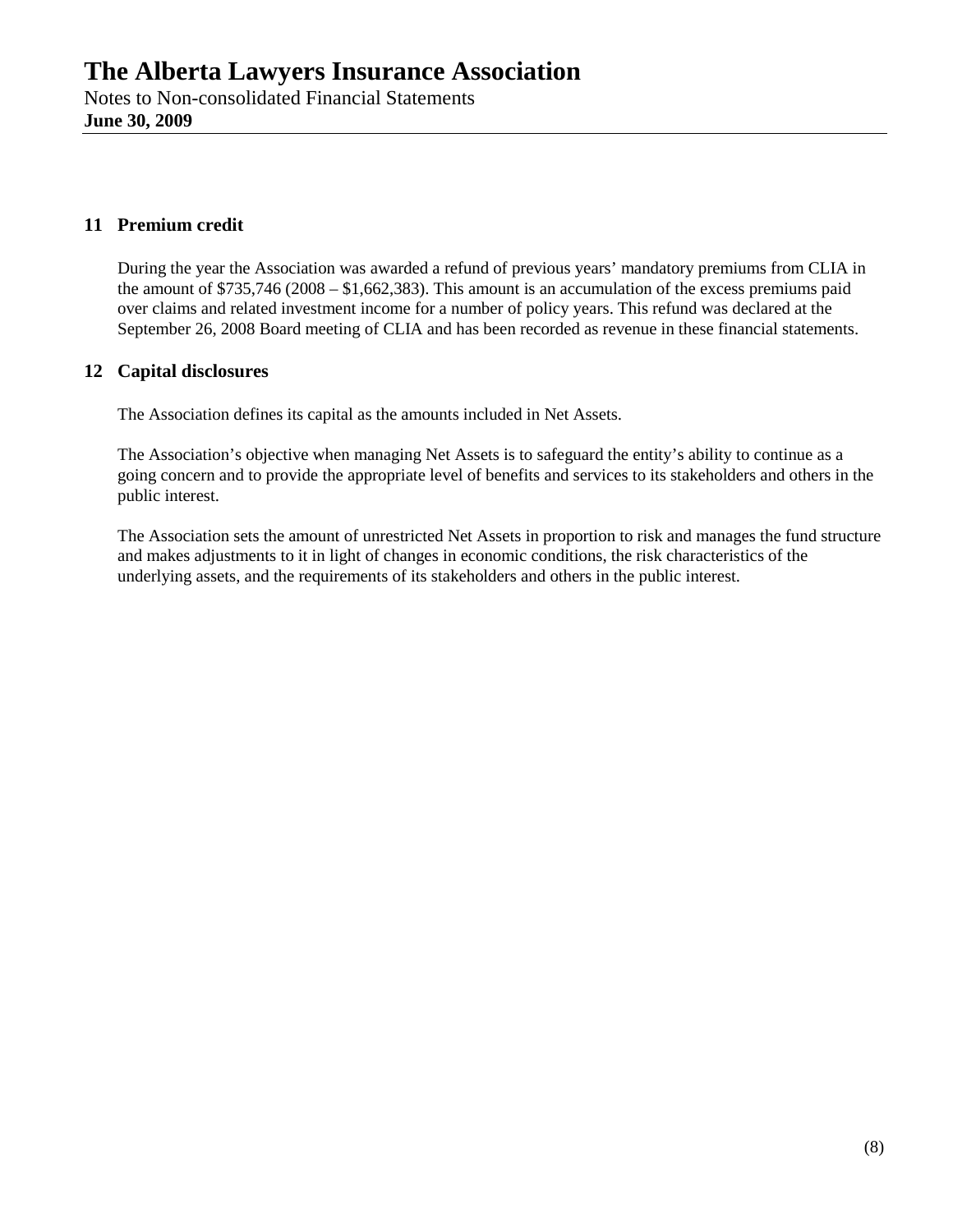## 11 Premium credit

During the year the Association was awarded a refund of previous years' mandatory premiums from CLIA in the amount of $735,746 (2008 – $1,662,383). This amount is an accumulation of the excess premiums paid over claims and related investment income for a number of policy years. This refund was declared at the September 26, 2008 Board meeting of CLIA and has been recorded as revenue in these financial statements.

## 12 Capital disclosures

The Association defines its capital as the amounts included in Net Assets.

The Association's objective when managing Net Assets is to safeguard the entity's ability to continue as a going concern and to provide the appropriate level of benefits and services to its stakeholders and others in the public interest.

The Association sets the amount of unrestricted Net Assets in proportion to risk and manages the fund structure and makes adjustments to it in light of changes in economic conditions, the risk characteristics of the underlying assets, and the requirements of its stakeholders and others in the public interest.